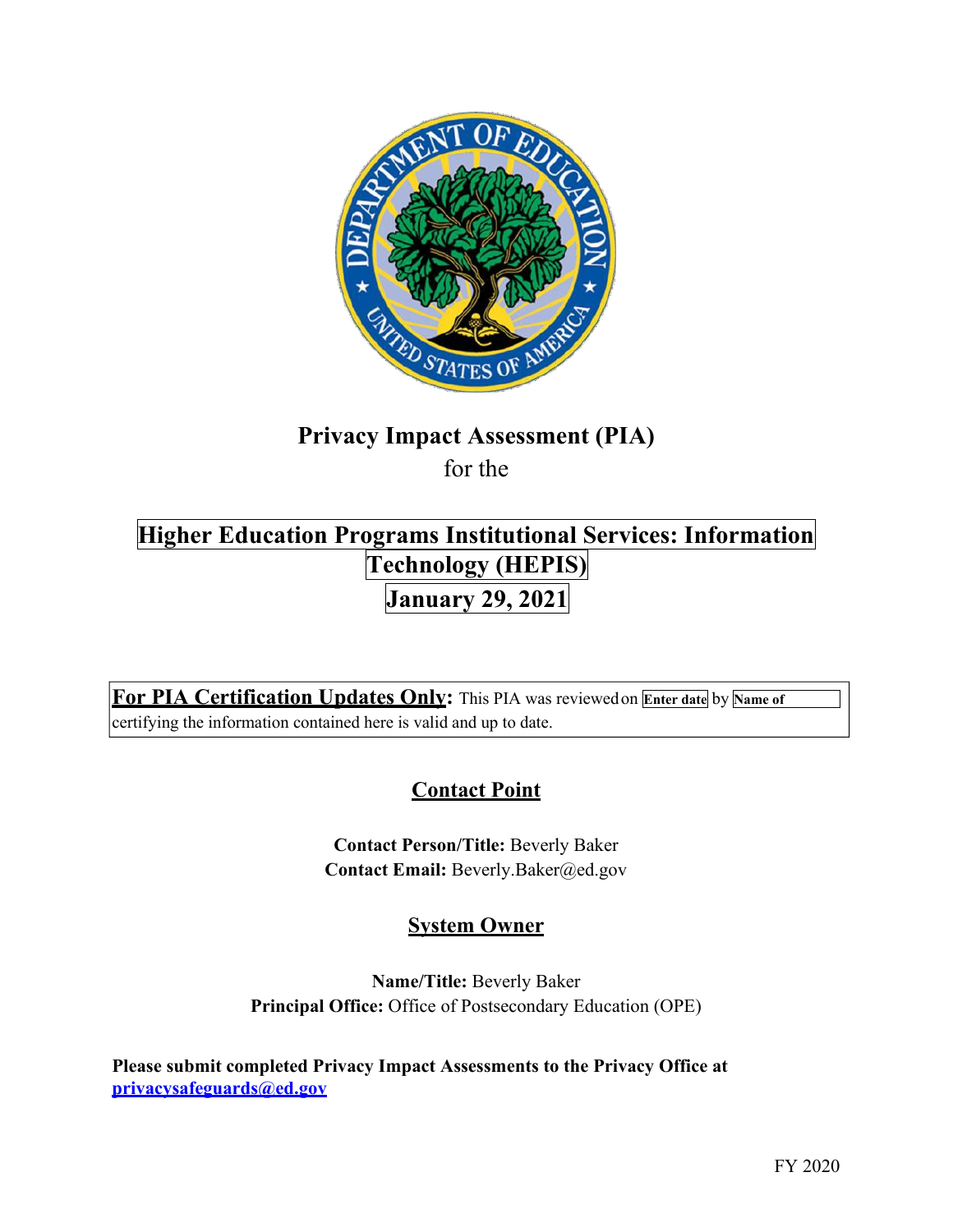# Privacy Impact Assessment (PIA)

for the

## Higher Education Programs Institutional Services: Information Technology (HEPIS)

## January 29, 2021

**For PIA Certification Updates Only:** This PIA was reviewed on **Enter date** by **Name of** certifying the information contained here is valid and up to date.

## Contact Point

**Contact Person/Title:** Beverly Baker
**Contact Email:** Beverly.Baker@ed.gov

## System Owner

**Name/Title:** Beverly Baker
**Principal Office:** Office of Postsecondary Education (OPE)

**Please submit completed Privacy Impact Assessments to the Privacy Office at privacysafeguards@ed.gov**

FY 2020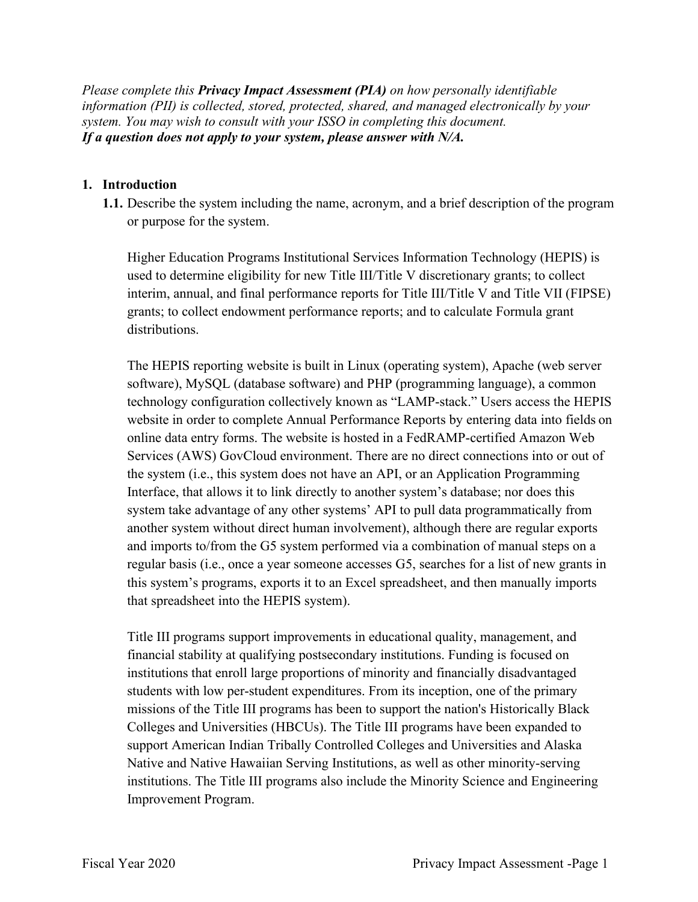*Please complete this **Privacy Impact Assessment (PIA)** on how personally identifiable information (PII) is collected, stored, protected, shared, and managed electronically by your system. You may wish to consult with your ISSO in completing this document.*
***If a question does not apply to your system, please answer with N/A.***

## 1. Introduction

**1.1.** Describe the system including the name, acronym, and a brief description of the program or purpose for the system.

Higher Education Programs Institutional Services Information Technology (HEPIS) is used to determine eligibility for new Title III/Title V discretionary grants; to collect interim, annual, and final performance reports for Title III/Title V and Title VII (FIPSE) grants; to collect endowment performance reports; and to calculate Formula grant distributions.

The HEPIS reporting website is built in Linux (operating system), Apache (web server software), MySQL (database software) and PHP (programming language), a common technology configuration collectively known as "LAMP-stack." Users access the HEPIS website in order to complete Annual Performance Reports by entering data into fields on online data entry forms. The website is hosted in a FedRAMP-certified Amazon Web Services (AWS) GovCloud environment. There are no direct connections into or out of the system (i.e., this system does not have an API, or an Application Programming Interface, that allows it to link directly to another system's database; nor does this system take advantage of any other systems' API to pull data programmatically from another system without direct human involvement), although there are regular exports and imports to/from the G5 system performed via a combination of manual steps on a regular basis (i.e., once a year someone accesses G5, searches for a list of new grants in this system's programs, exports it to an Excel spreadsheet, and then manually imports that spreadsheet into the HEPIS system).

Title III programs support improvements in educational quality, management, and financial stability at qualifying postsecondary institutions. Funding is focused on institutions that enroll large proportions of minority and financially disadvantaged students with low per-student expenditures. From its inception, one of the primary missions of the Title III programs has been to support the nation's Historically Black Colleges and Universities (HBCUs). The Title III programs have been expanded to support American Indian Tribally Controlled Colleges and Universities and Alaska Native and Native Hawaiian Serving Institutions, as well as other minority-serving institutions. The Title III programs also include the Minority Science and Engineering Improvement Program.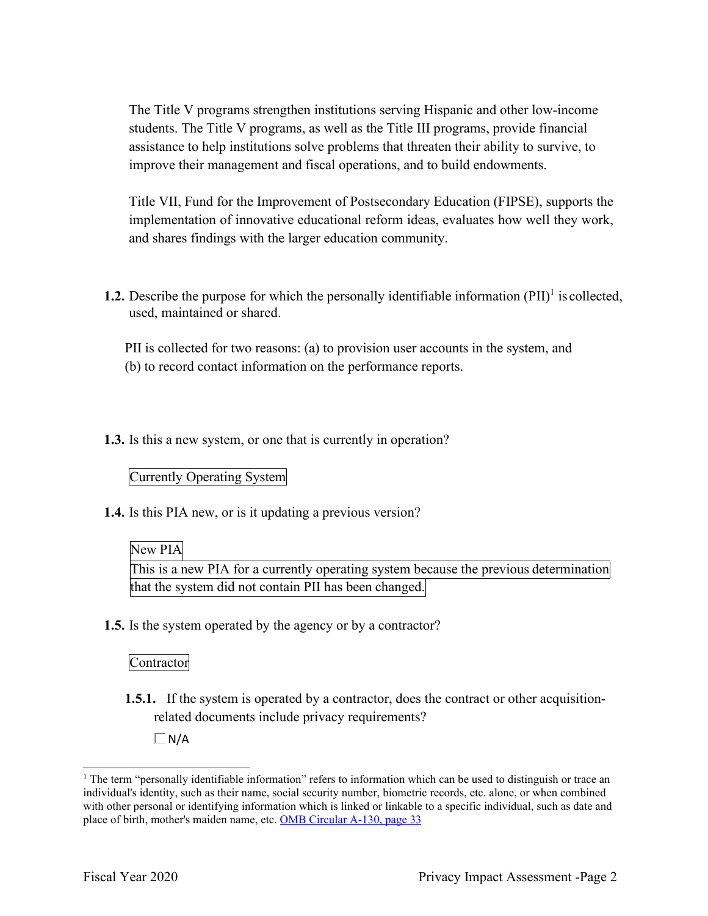The Title V programs strengthen institutions serving Hispanic and other low-income students. The Title V programs, as well as the Title III programs, provide financial assistance to help institutions solve problems that threaten their ability to survive, to improve their management and fiscal operations, and to build endowments.

Title VII, Fund for the Improvement of Postsecondary Education (FIPSE), supports the implementation of innovative educational reform ideas, evaluates how well they work, and shares findings with the larger education community.

**1.2.** Describe the purpose for which the personally identifiable information (PII)[1] is collected, used, maintained or shared.

PII is collected for two reasons: (a) to provision user accounts in the system, and (b) to record contact information on the performance reports.

**1.3.** Is this a new system, or one that is currently in operation?

Currently Operating System

**1.4.** Is this PIA new, or is it updating a previous version?

New PIA

This is a new PIA for a currently operating system because the previous determination that the system did not contain PII has been changed.

**1.5.** Is the system operated by the agency or by a contractor?

Contractor

**1.5.1.** If the system is operated by a contractor, does the contract or other acquisition-related documents include privacy requirements?

☐ N/A

---

[1] The term "personally identifiable information" refers to information which can be used to distinguish or trace an individual's identity, such as their name, social security number, biometric records, etc. alone, or when combined with other personal or identifying information which is linked or linkable to a specific individual, such as date and place of birth, mother's maiden name, etc. [OMB Circular A-130, page 33]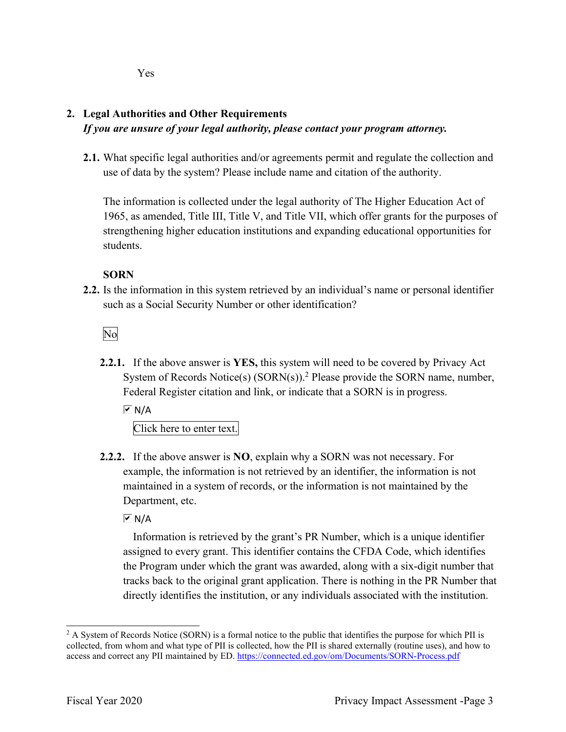Yes

## 2. Legal Authorities and Other Requirements

***If you are unsure of your legal authority, please contact your program attorney.***

**2.1.** What specific legal authorities and/or agreements permit and regulate the collection and use of data by the system? Please include name and citation of the authority.

The information is collected under the legal authority of The Higher Education Act of 1965, as amended, Title III, Title V, and Title VII, which offer grants for the purposes of strengthening higher education institutions and expanding educational opportunities for students.

**SORN**

**2.2.** Is the information in this system retrieved by an individual's name or personal identifier such as a Social Security Number or other identification?

No

**2.2.1.** If the above answer is **YES,** this system will need to be covered by Privacy Act System of Records Notice(s) (SORN(s)).[2] Please provide the SORN name, number, Federal Register citation and link, or indicate that a SORN is in progress.

☑ N/A

Click here to enter text.

**2.2.2.** If the above answer is **NO**, explain why a SORN was not necessary. For example, the information is not retrieved by an identifier, the information is not maintained in a system of records, or the information is not maintained by the Department, etc.

☑ N/A

Information is retrieved by the grant's PR Number, which is a unique identifier assigned to every grant. This identifier contains the CFDA Code, which identifies the Program under which the grant was awarded, along with a six-digit number that tracks back to the original grant application. There is nothing in the PR Number that directly identifies the institution, or any individuals associated with the institution.

[2] A System of Records Notice (SORN) is a formal notice to the public that identifies the purpose for which PII is collected, from whom and what type of PII is collected, how the PII is shared externally (routine uses), and how to access and correct any PII maintained by ED. https://connected.ed.gov/om/Documents/SORN-Process.pdf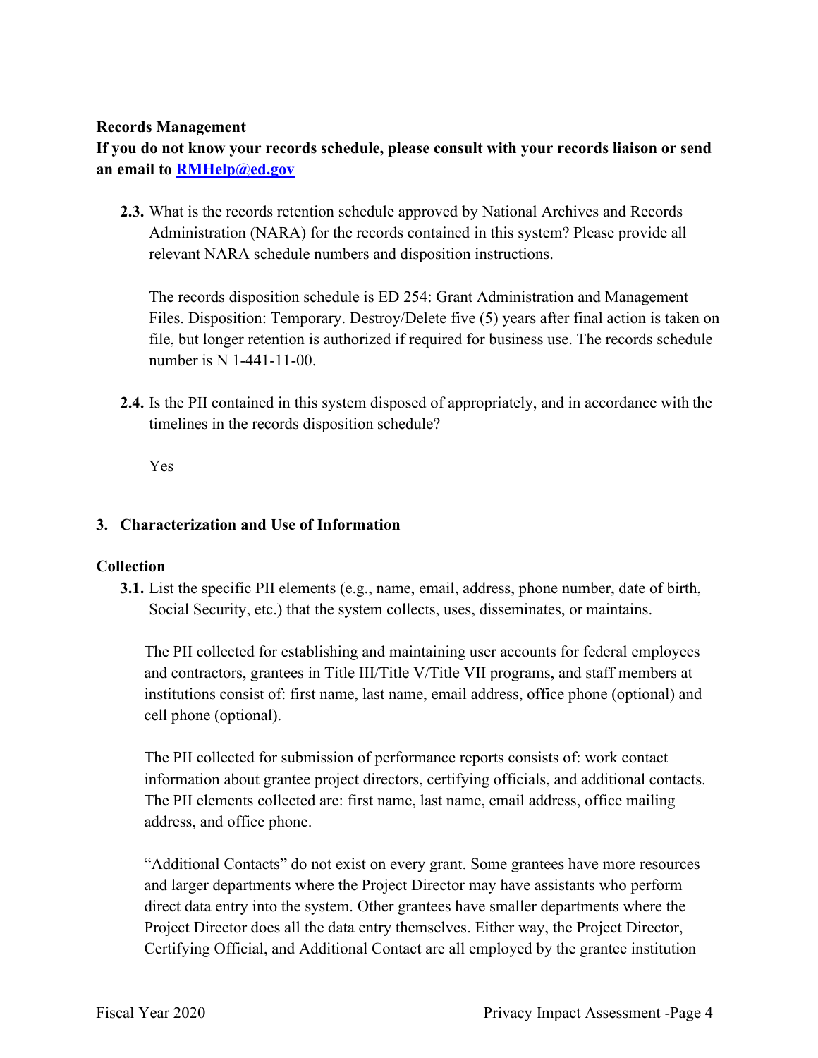**Records Management**

**If you do not know your records schedule, please consult with your records liaison or send an email to [RMHelp@ed.gov](mailto:RMHelp@ed.gov)**

**2.3.** What is the records retention schedule approved by National Archives and Records Administration (NARA) for the records contained in this system? Please provide all relevant NARA schedule numbers and disposition instructions.

The records disposition schedule is ED 254: Grant Administration and Management Files. Disposition: Temporary. Destroy/Delete five (5) years after final action is taken on file, but longer retention is authorized if required for business use. The records schedule number is N 1-441-11-00.

**2.4.** Is the PII contained in this system disposed of appropriately, and in accordance with the timelines in the records disposition schedule?

Yes

## 3. Characterization and Use of Information

**Collection**

**3.1.** List the specific PII elements (e.g., name, email, address, phone number, date of birth, Social Security, etc.) that the system collects, uses, disseminates, or maintains.

The PII collected for establishing and maintaining user accounts for federal employees and contractors, grantees in Title III/Title V/Title VII programs, and staff members at institutions consist of: first name, last name, email address, office phone (optional) and cell phone (optional).

The PII collected for submission of performance reports consists of: work contact information about grantee project directors, certifying officials, and additional contacts. The PII elements collected are: first name, last name, email address, office mailing address, and office phone.

"Additional Contacts" do not exist on every grant. Some grantees have more resources and larger departments where the Project Director may have assistants who perform direct data entry into the system. Other grantees have smaller departments where the Project Director does all the data entry themselves. Either way, the Project Director, Certifying Official, and Additional Contact are all employed by the grantee institution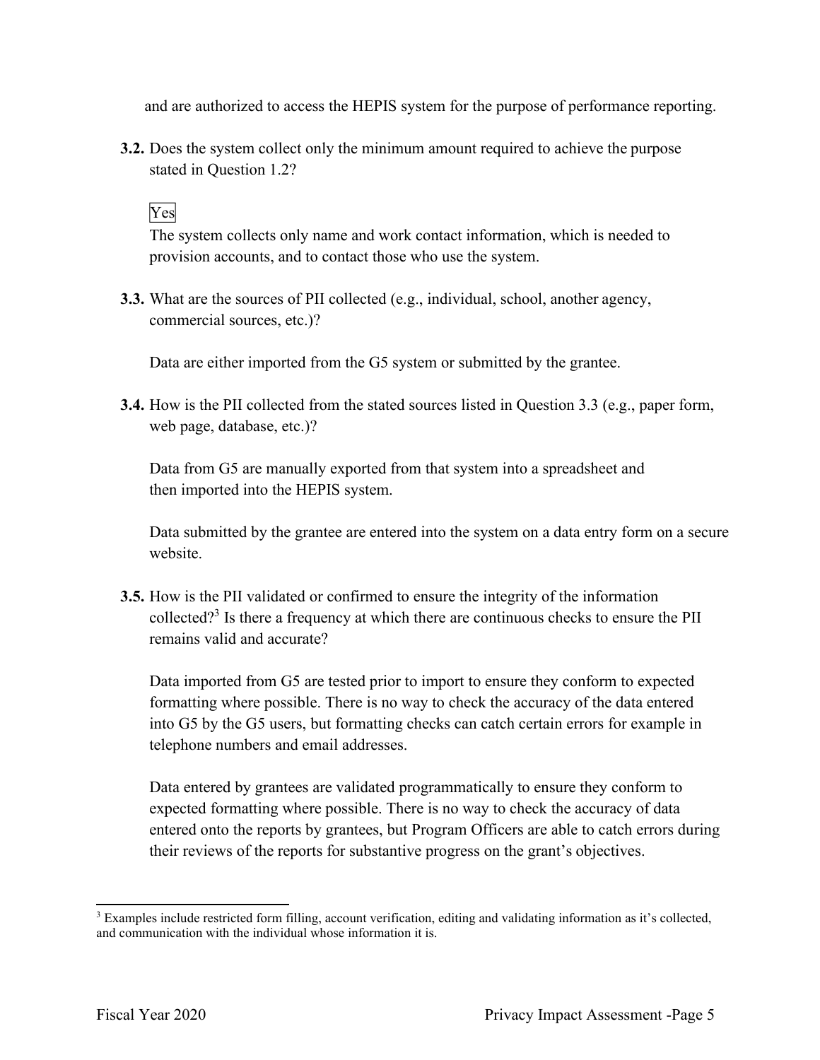and are authorized to access the HEPIS system for the purpose of performance reporting.

**3.2.** Does the system collect only the minimum amount required to achieve the purpose stated in Question 1.2?

Yes

The system collects only name and work contact information, which is needed to provision accounts, and to contact those who use the system.

**3.3.** What are the sources of PII collected (e.g., individual, school, another agency, commercial sources, etc.)?

Data are either imported from the G5 system or submitted by the grantee.

**3.4.** How is the PII collected from the stated sources listed in Question 3.3 (e.g., paper form, web page, database, etc.)?

Data from G5 are manually exported from that system into a spreadsheet and then imported into the HEPIS system.

Data submitted by the grantee are entered into the system on a data entry form on a secure website.

**3.5.** How is the PII validated or confirmed to ensure the integrity of the information collected?[3] Is there a frequency at which there are continuous checks to ensure the PII remains valid and accurate?

Data imported from G5 are tested prior to import to ensure they conform to expected formatting where possible. There is no way to check the accuracy of the data entered into G5 by the G5 users, but formatting checks can catch certain errors for example in telephone numbers and email addresses.

Data entered by grantees are validated programmatically to ensure they conform to expected formatting where possible. There is no way to check the accuracy of data entered onto the reports by grantees, but Program Officers are able to catch errors during their reviews of the reports for substantive progress on the grant's objectives.

[3] Examples include restricted form filling, account verification, editing and validating information as it's collected, and communication with the individual whose information it is.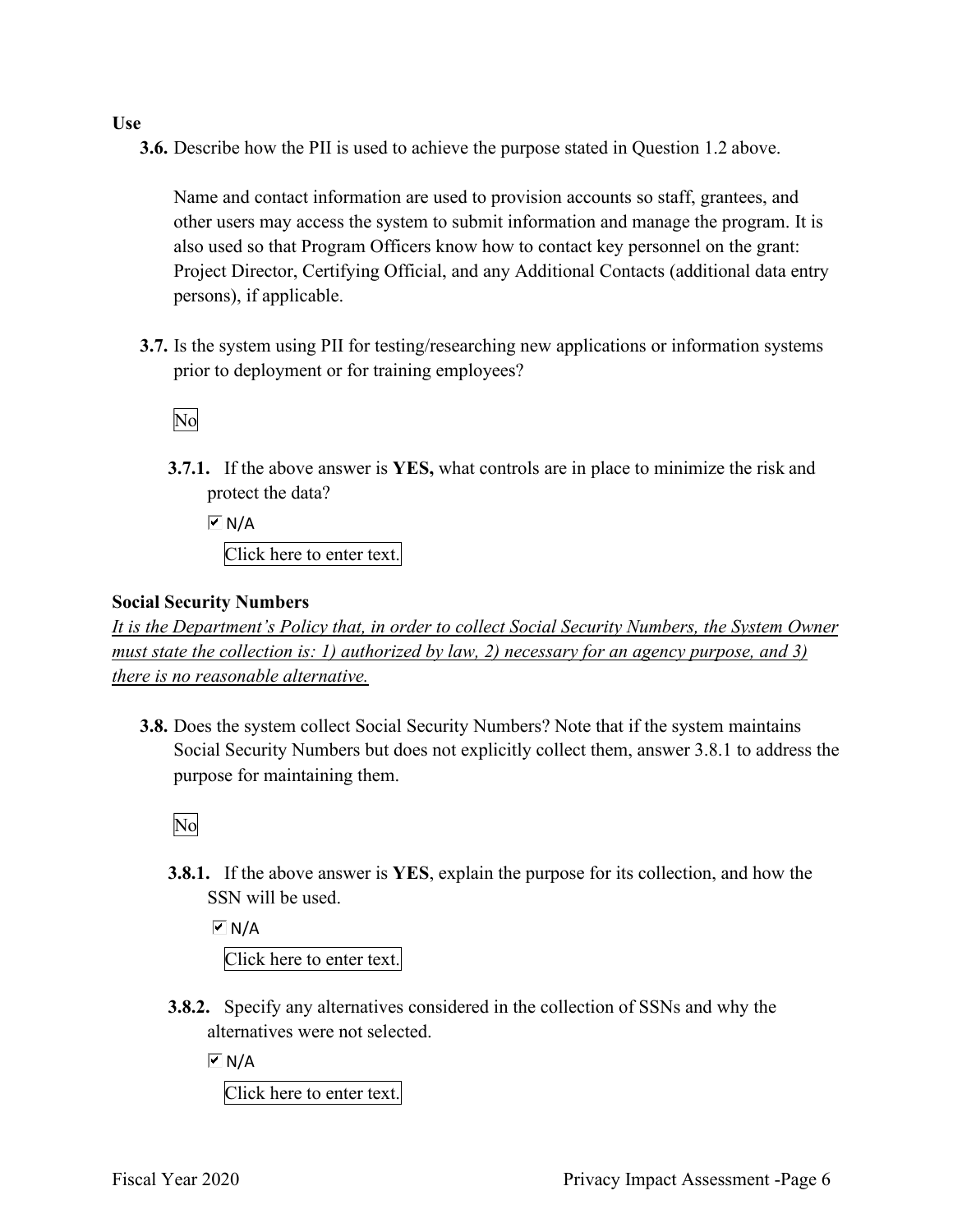**Use**

**3.6.** Describe how the PII is used to achieve the purpose stated in Question 1.2 above.

Name and contact information are used to provision accounts so staff, grantees, and other users may access the system to submit information and manage the program. It is also used so that Program Officers know how to contact key personnel on the grant: Project Director, Certifying Official, and any Additional Contacts (additional data entry persons), if applicable.

**3.7.** Is the system using PII for testing/researching new applications or information systems prior to deployment or for training employees?

No

**3.7.1.** If the above answer is **YES,** what controls are in place to minimize the risk and protect the data?

☑ N/A

Click here to enter text.

**Social Security Numbers**

*It is the Department's Policy that, in order to collect Social Security Numbers, the System Owner must state the collection is: 1) authorized by law, 2) necessary for an agency purpose, and 3) there is no reasonable alternative.*

**3.8.** Does the system collect Social Security Numbers? Note that if the system maintains Social Security Numbers but does not explicitly collect them, answer 3.8.1 to address the purpose for maintaining them.

No

**3.8.1.** If the above answer is **YES**, explain the purpose for its collection, and how the SSN will be used.

☑ N/A

Click here to enter text.

**3.8.2.** Specify any alternatives considered in the collection of SSNs and why the alternatives were not selected.

☑ N/A

Click here to enter text.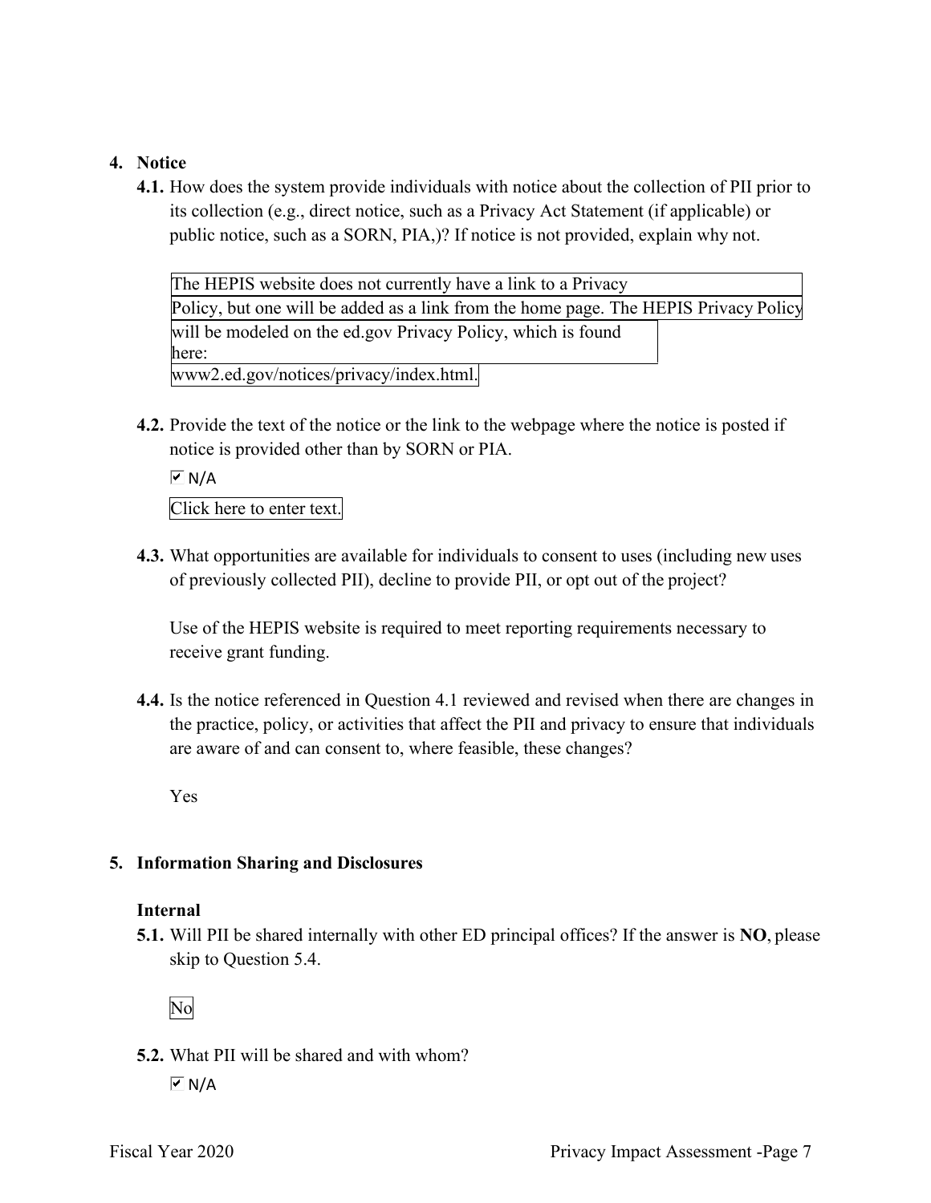4. **Notice**

**4.1.** How does the system provide individuals with notice about the collection of PII prior to its collection (e.g., direct notice, such as a Privacy Act Statement (if applicable) or public notice, such as a SORN, PIA,)? If notice is not provided, explain why not.

The HEPIS website does not currently have a link to a Privacy Policy, but one will be added as a link from the home page. The HEPIS Privacy Policy will be modeled on the ed.gov Privacy Policy, which is found here: www2.ed.gov/notices/privacy/index.html.

**4.2.** Provide the text of the notice or the link to the webpage where the notice is posted if notice is provided other than by SORN or PIA.

☑ N/A

Click here to enter text.

**4.3.** What opportunities are available for individuals to consent to uses (including new uses of previously collected PII), decline to provide PII, or opt out of the project?

Use of the HEPIS website is required to meet reporting requirements necessary to receive grant funding.

**4.4.** Is the notice referenced in Question 4.1 reviewed and revised when there are changes in the practice, policy, or activities that affect the PII and privacy to ensure that individuals are aware of and can consent to, where feasible, these changes?

Yes

5. **Information Sharing and Disclosures**

**Internal**

**5.1.** Will PII be shared internally with other ED principal offices? If the answer is **NO**, please skip to Question 5.4.

No

**5.2.** What PII will be shared and with whom?

☑ N/A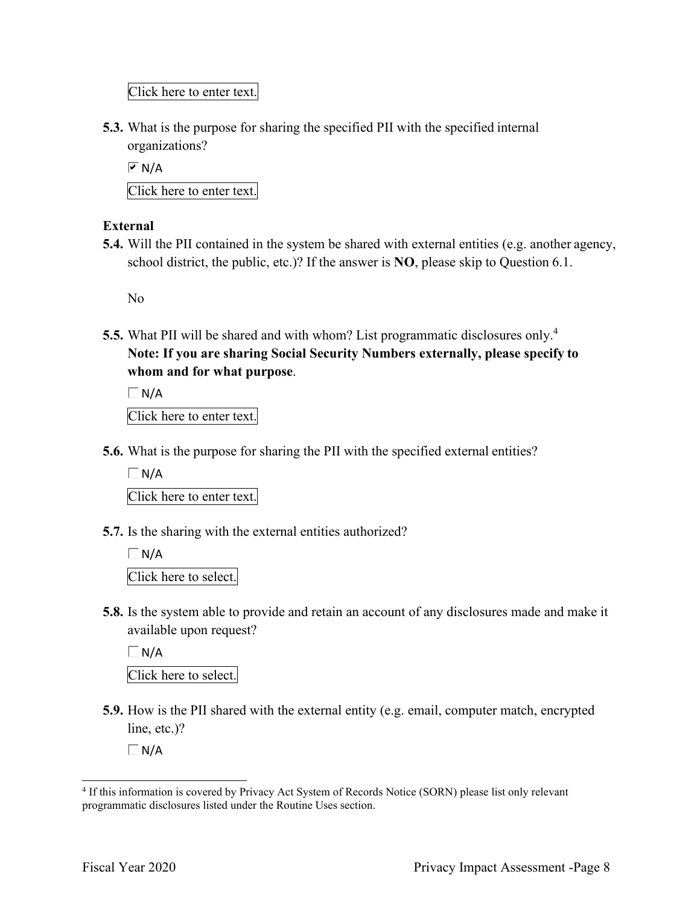Click here to enter text.

**5.3.** What is the purpose for sharing the specified PII with the specified internal organizations?

☑ N/A

Click here to enter text.

**External**

**5.4.** Will the PII contained in the system be shared with external entities (e.g. another agency, school district, the public, etc.)? If the answer is **NO**, please skip to Question 6.1.

No

**5.5.** What PII will be shared and with whom? List programmatic disclosures only.[4] **Note: If you are sharing Social Security Numbers externally, please specify to whom and for what purpose**.

☐ N/A

Click here to enter text.

**5.6.** What is the purpose for sharing the PII with the specified external entities?

☐ N/A

Click here to enter text.

**5.7.** Is the sharing with the external entities authorized?

☐ N/A

Click here to select.

**5.8.** Is the system able to provide and retain an account of any disclosures made and make it available upon request?

☐ N/A

Click here to select.

**5.9.** How is the PII shared with the external entity (e.g. email, computer match, encrypted line, etc.)?

☐ N/A

---

[4] If this information is covered by Privacy Act System of Records Notice (SORN) please list only relevant programmatic disclosures listed under the Routine Uses section.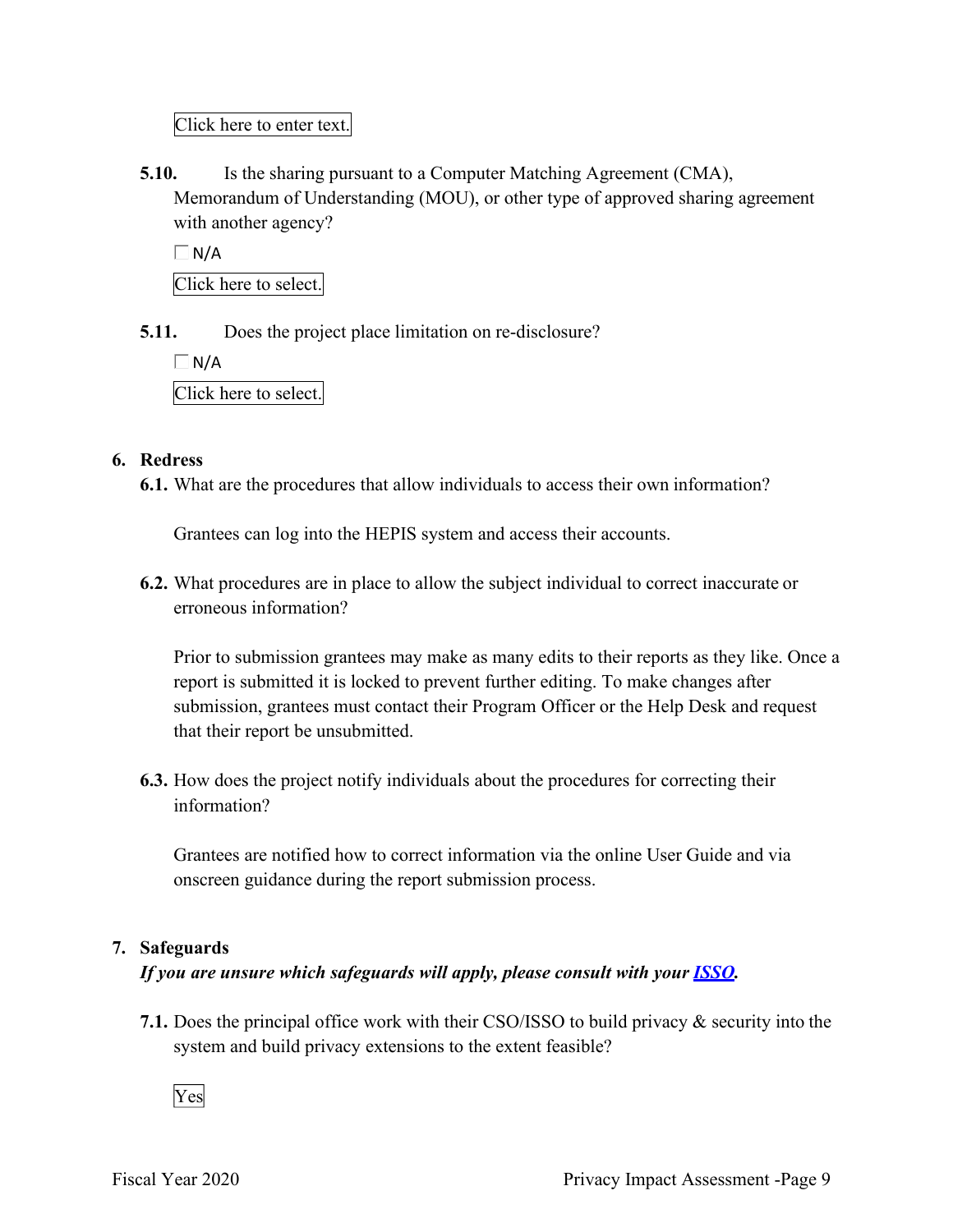Click here to enter text.

**5.10.** Is the sharing pursuant to a Computer Matching Agreement (CMA), Memorandum of Understanding (MOU), or other type of approved sharing agreement with another agency?

☐ N/A

Click here to select.

**5.11.** Does the project place limitation on re-disclosure?

☐ N/A

Click here to select.

**6. Redress**

**6.1.** What are the procedures that allow individuals to access their own information?

Grantees can log into the HEPIS system and access their accounts.

**6.2.** What procedures are in place to allow the subject individual to correct inaccurate or erroneous information?

Prior to submission grantees may make as many edits to their reports as they like. Once a report is submitted it is locked to prevent further editing. To make changes after submission, grantees must contact their Program Officer or the Help Desk and request that their report be unsubmitted.

**6.3.** How does the project notify individuals about the procedures for correcting their information?

Grantees are notified how to correct information via the online User Guide and via onscreen guidance during the report submission process.

**7. Safeguards**

***If you are unsure which safeguards will apply, please consult with your [ISSO](ISSO).***

**7.1.** Does the principal office work with their CSO/ISSO to build privacy & security into the system and build privacy extensions to the extent feasible?

Yes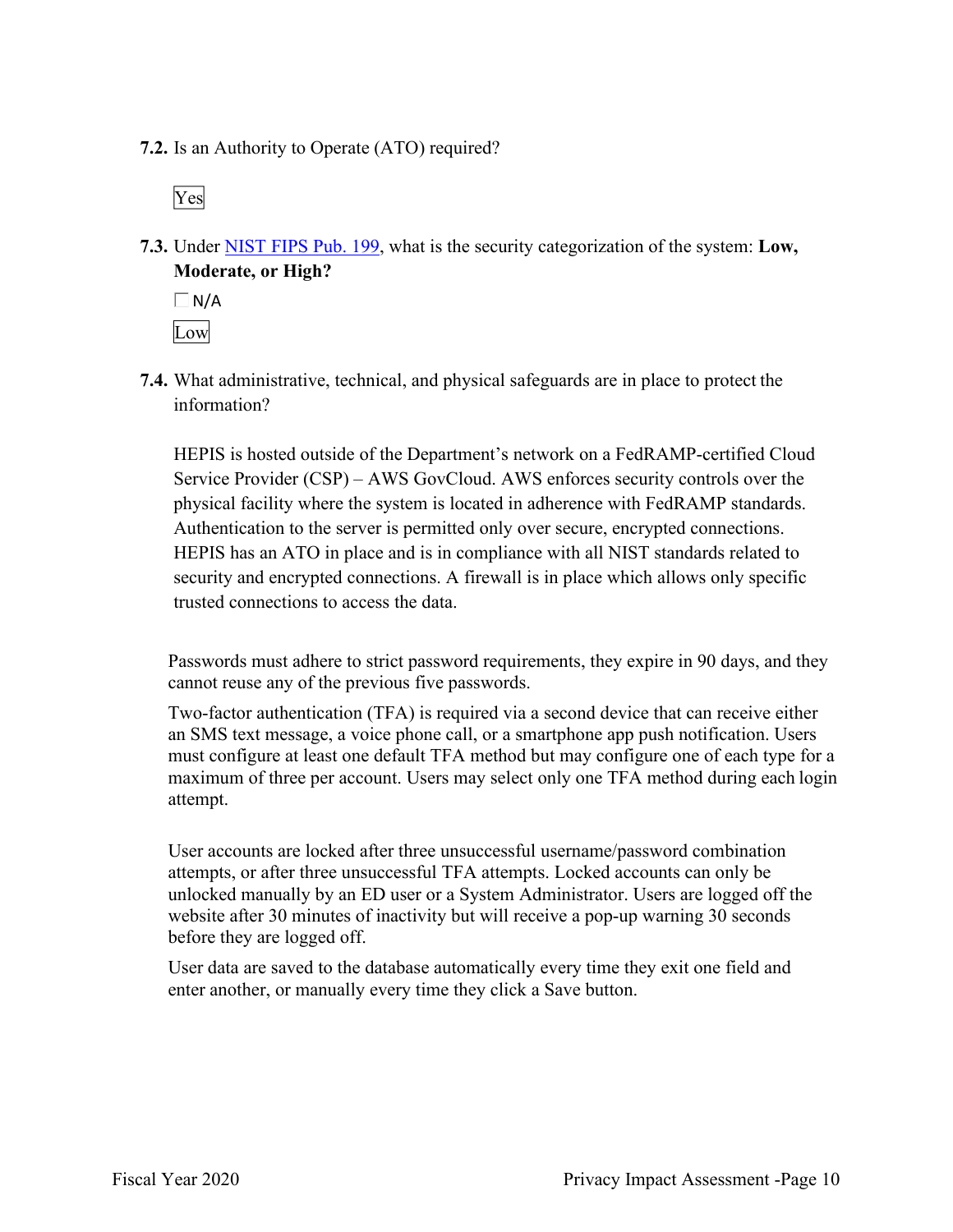**7.2.** Is an Authority to Operate (ATO) required?

Yes

**7.3.** Under [NIST FIPS Pub. 199](), what is the security categorization of the system: **Low, Moderate, or High?**

☐ N/A

Low

**7.4.** What administrative, technical, and physical safeguards are in place to protect the information?

HEPIS is hosted outside of the Department's network on a FedRAMP-certified Cloud Service Provider (CSP) – AWS GovCloud. AWS enforces security controls over the physical facility where the system is located in adherence with FedRAMP standards. Authentication to the server is permitted only over secure, encrypted connections. HEPIS has an ATO in place and is in compliance with all NIST standards related to security and encrypted connections. A firewall is in place which allows only specific trusted connections to access the data.

Passwords must adhere to strict password requirements, they expire in 90 days, and they cannot reuse any of the previous five passwords.

Two-factor authentication (TFA) is required via a second device that can receive either an SMS text message, a voice phone call, or a smartphone app push notification. Users must configure at least one default TFA method but may configure one of each type for a maximum of three per account. Users may select only one TFA method during each login attempt.

User accounts are locked after three unsuccessful username/password combination attempts, or after three unsuccessful TFA attempts. Locked accounts can only be unlocked manually by an ED user or a System Administrator. Users are logged off the website after 30 minutes of inactivity but will receive a pop-up warning 30 seconds before they are logged off.

User data are saved to the database automatically every time they exit one field and enter another, or manually every time they click a Save button.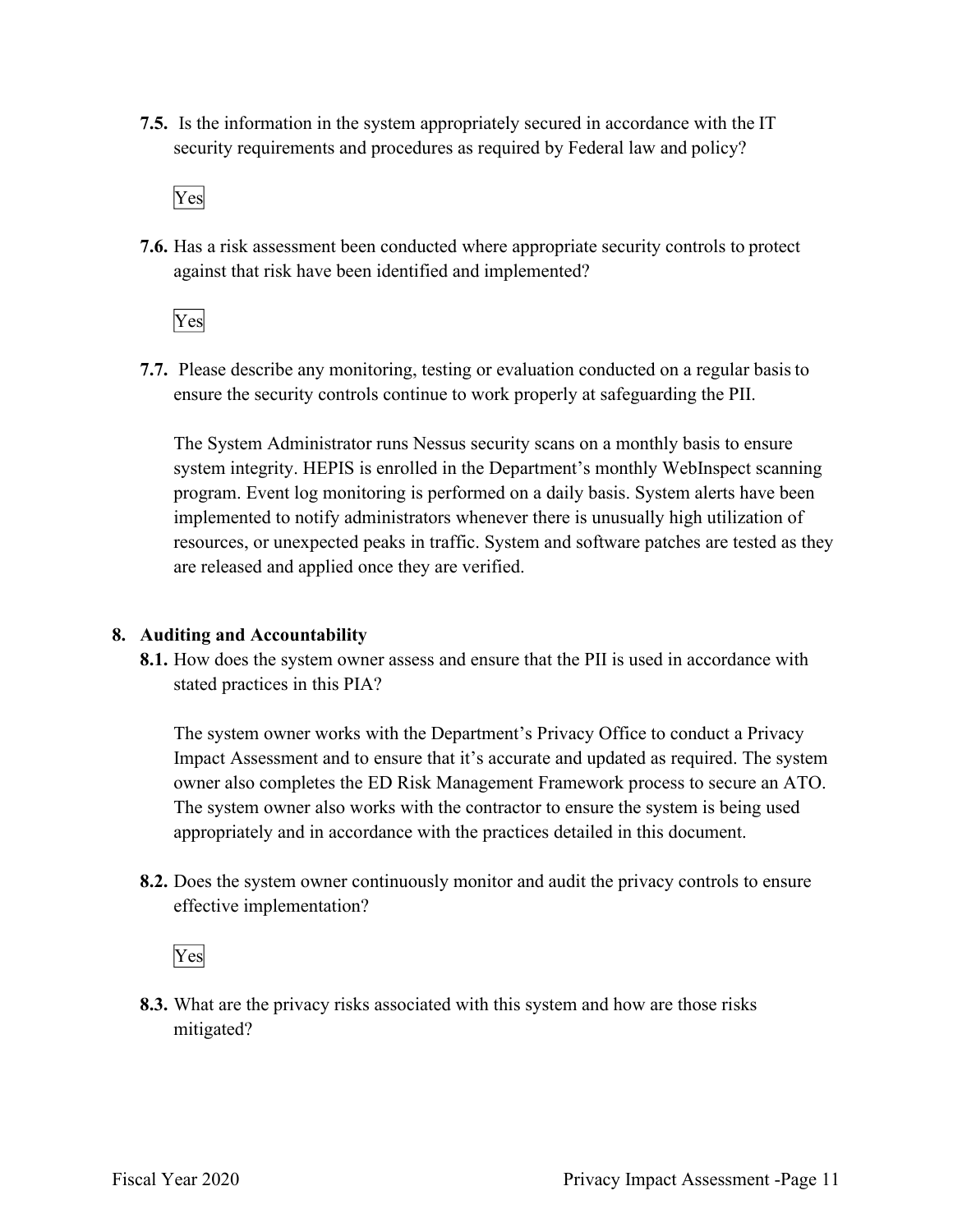**7.5.** Is the information in the system appropriately secured in accordance with the IT security requirements and procedures as required by Federal law and policy?

Yes

**7.6.** Has a risk assessment been conducted where appropriate security controls to protect against that risk have been identified and implemented?

Yes

**7.7.** Please describe any monitoring, testing or evaluation conducted on a regular basis to ensure the security controls continue to work properly at safeguarding the PII.

The System Administrator runs Nessus security scans on a monthly basis to ensure system integrity. HEPIS is enrolled in the Department's monthly WebInspect scanning program. Event log monitoring is performed on a daily basis. System alerts have been implemented to notify administrators whenever there is unusually high utilization of resources, or unexpected peaks in traffic. System and software patches are tested as they are released and applied once they are verified.

## 8. Auditing and Accountability

**8.1.** How does the system owner assess and ensure that the PII is used in accordance with stated practices in this PIA?

The system owner works with the Department's Privacy Office to conduct a Privacy Impact Assessment and to ensure that it's accurate and updated as required. The system owner also completes the ED Risk Management Framework process to secure an ATO. The system owner also works with the contractor to ensure the system is being used appropriately and in accordance with the practices detailed in this document.

**8.2.** Does the system owner continuously monitor and audit the privacy controls to ensure effective implementation?

Yes

**8.3.** What are the privacy risks associated with this system and how are those risks mitigated?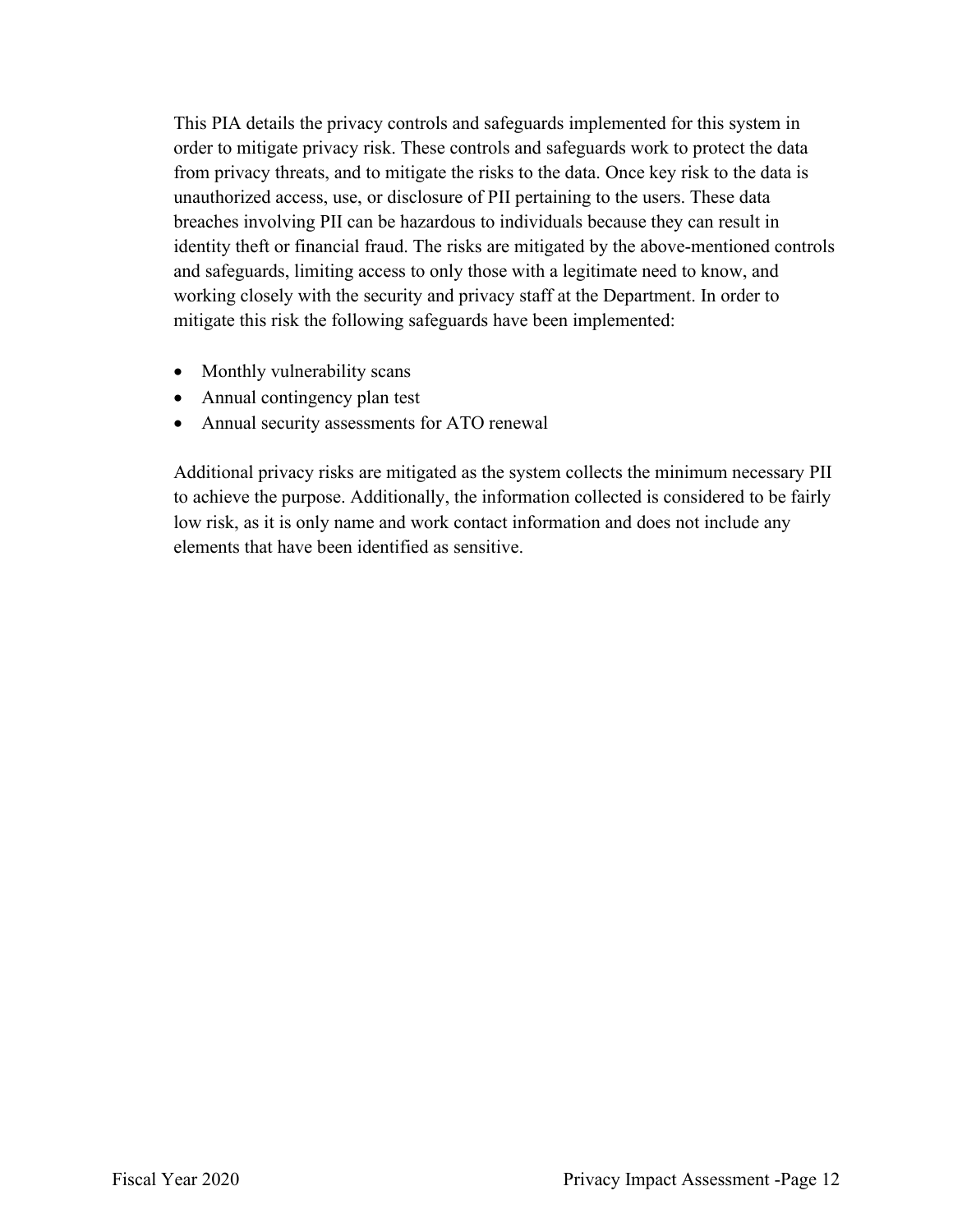This PIA details the privacy controls and safeguards implemented for this system in order to mitigate privacy risk. These controls and safeguards work to protect the data from privacy threats, and to mitigate the risks to the data. Once key risk to the data is unauthorized access, use, or disclosure of PII pertaining to the users. These data breaches involving PII can be hazardous to individuals because they can result in identity theft or financial fraud. The risks are mitigated by the above-mentioned controls and safeguards, limiting access to only those with a legitimate need to know, and working closely with the security and privacy staff at the Department. In order to mitigate this risk the following safeguards have been implemented:

- Monthly vulnerability scans
- Annual contingency plan test
- Annual security assessments for ATO renewal

Additional privacy risks are mitigated as the system collects the minimum necessary PII to achieve the purpose. Additionally, the information collected is considered to be fairly low risk, as it is only name and work contact information and does not include any elements that have been identified as sensitive.